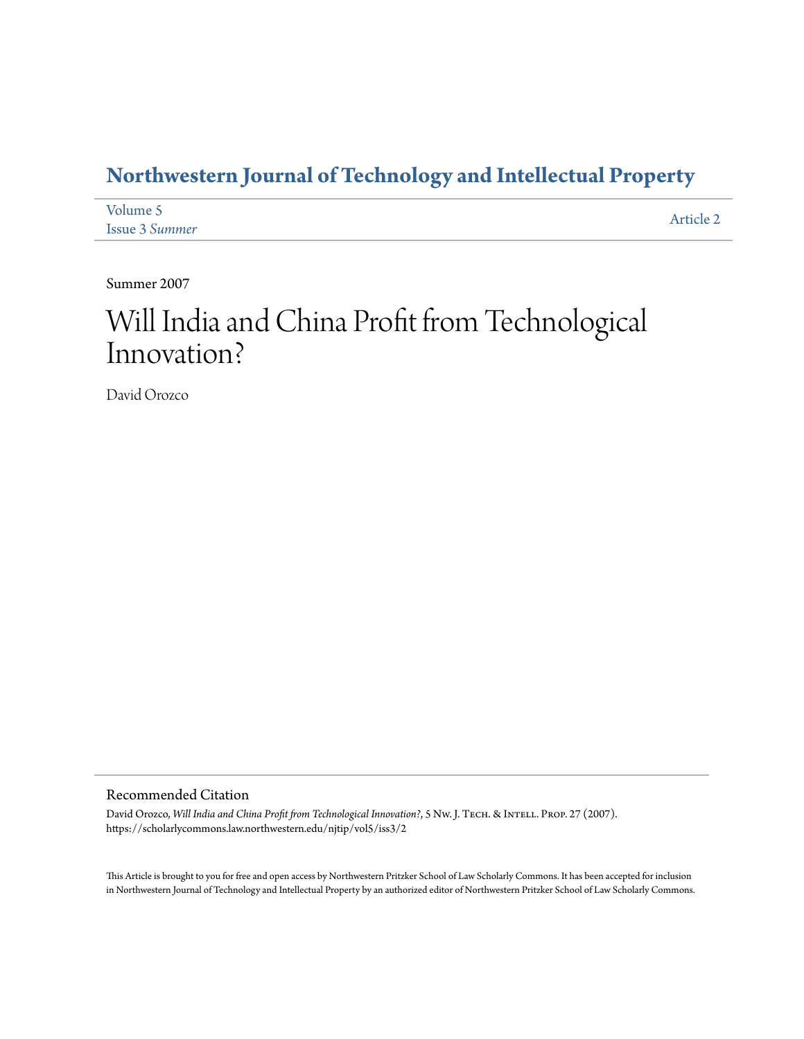# Northwestern Journal of Technology and Intellectual Property

Volume 5
Issue 3 *Summer*

Article 2

Summer 2007

# Will India and China Profit from Technological Innovation?

David Orozco

## Recommended Citation

David Orozco, *Will India and China Profit from Technological Innovation?*, 5 Nw. J. Tech. & Intell. Prop. 27 (2007).
https://scholarlycommons.law.northwestern.edu/njtip/vol5/iss3/2

This Article is brought to you for free and open access by Northwestern Pritzker School of Law Scholarly Commons. It has been accepted for inclusion in Northwestern Journal of Technology and Intellectual Property by an authorized editor of Northwestern Pritzker School of Law Scholarly Commons.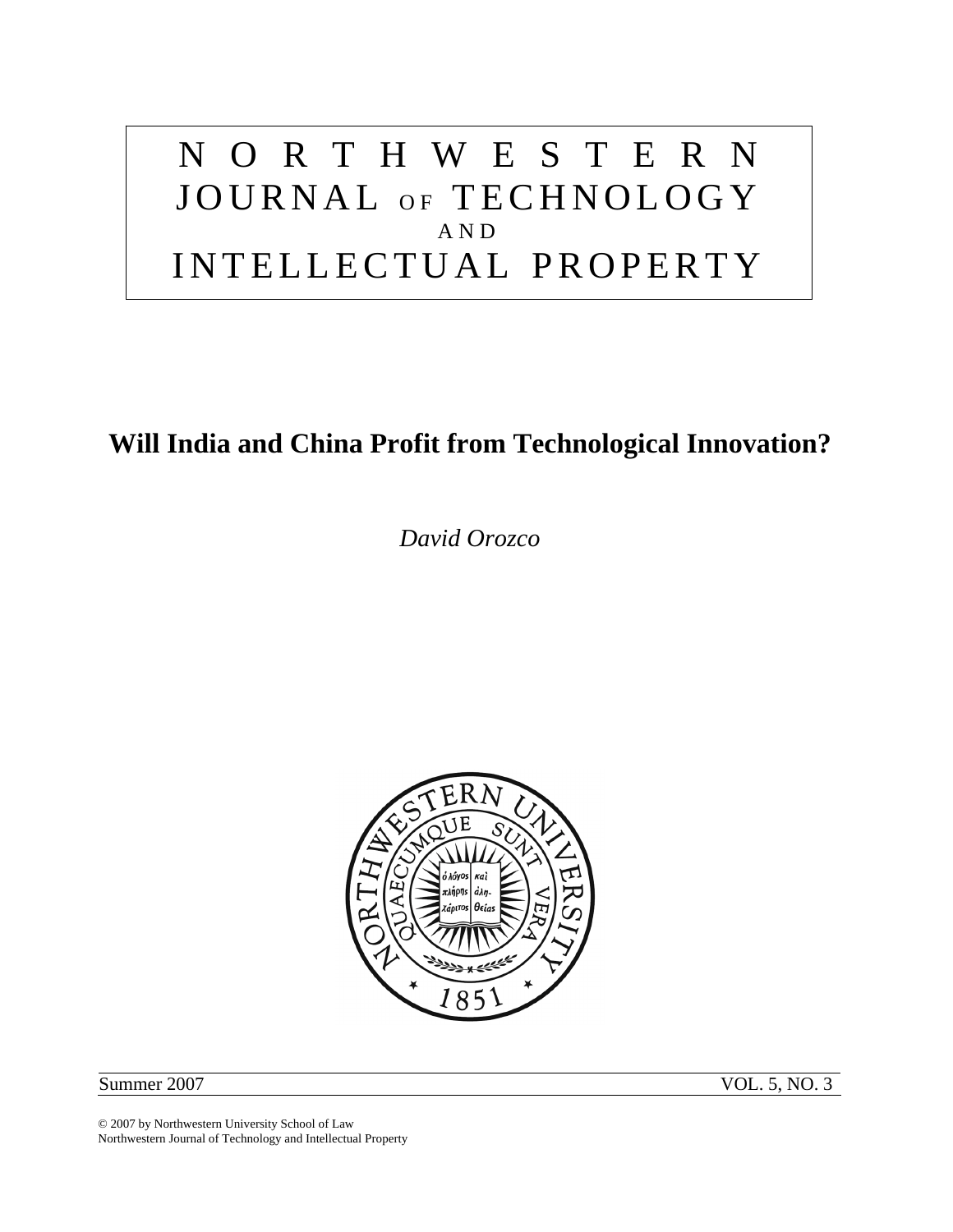# NORTHWESTERN JOURNAL OF TECHNOLOGY AND INTELLECTUAL PROPERTY

## Will India and China Profit from Technological Innovation?

*David Orozco*

Summer 2007 VOL. 5, NO. 3

© 2007 by Northwestern University School of Law
Northwestern Journal of Technology and Intellectual Property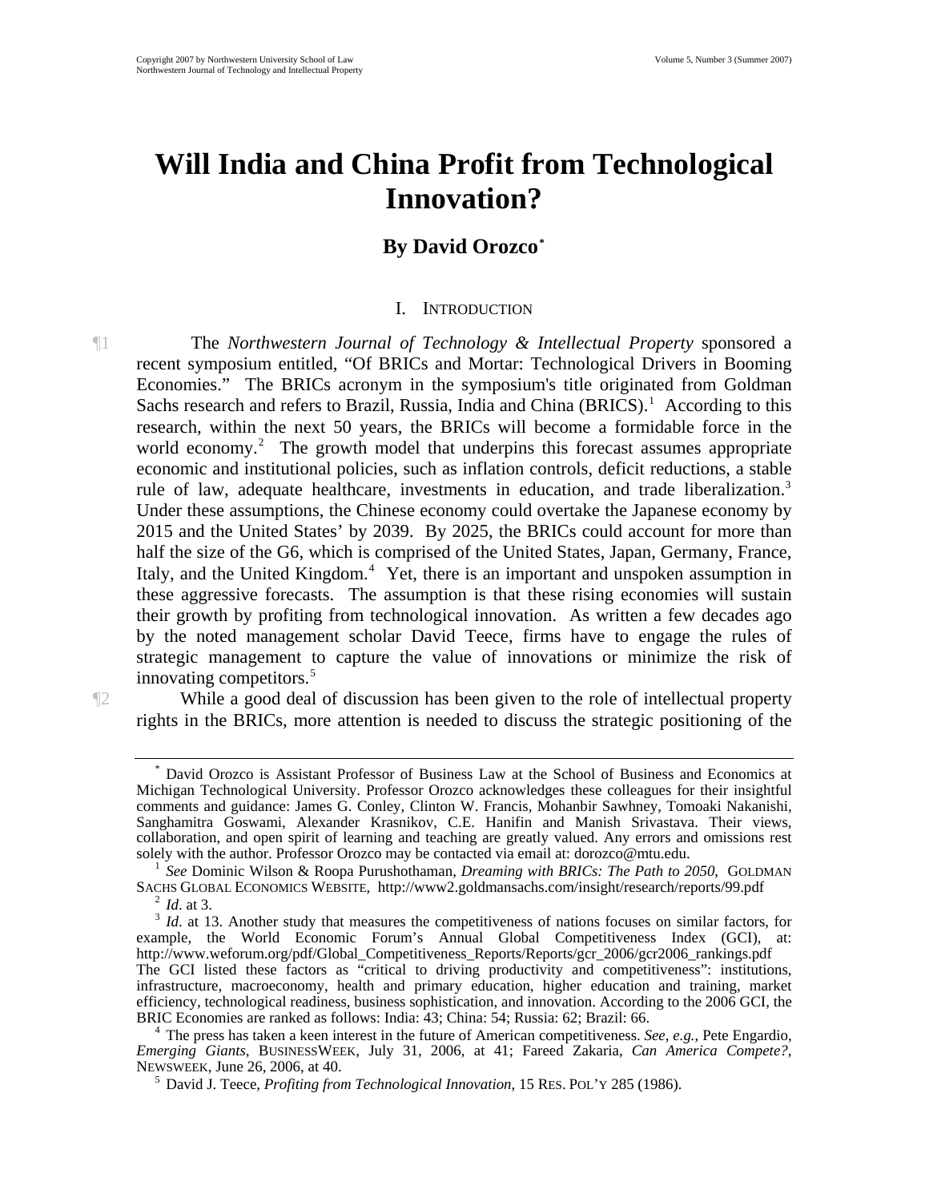# Will India and China Profit from Technological Innovation?

### By David Orozco*

## I. Introduction

¶1 The *Northwestern Journal of Technology & Intellectual Property* sponsored a recent symposium entitled, "Of BRICs and Mortar: Technological Drivers in Booming Economies." The BRICs acronym in the symposium's title originated from Goldman Sachs research and refers to Brazil, Russia, India and China (BRICS).[1] According to this research, within the next 50 years, the BRICs will become a formidable force in the world economy.[2] The growth model that underpins this forecast assumes appropriate economic and institutional policies, such as inflation controls, deficit reductions, a stable rule of law, adequate healthcare, investments in education, and trade liberalization.[3] Under these assumptions, the Chinese economy could overtake the Japanese economy by 2015 and the United States' by 2039. By 2025, the BRICs could account for more than half the size of the G6, which is comprised of the United States, Japan, Germany, France, Italy, and the United Kingdom.[4] Yet, there is an important and unspoken assumption in these aggressive forecasts. The assumption is that these rising economies will sustain their growth by profiting from technological innovation. As written a few decades ago by the noted management scholar David Teece, firms have to engage the rules of strategic management to capture the value of innovations or minimize the risk of innovating competitors.[5]

¶2 While a good deal of discussion has been given to the role of intellectual property rights in the BRICs, more attention is needed to discuss the strategic positioning of the

---

\* David Orozco is Assistant Professor of Business Law at the School of Business and Economics at Michigan Technological University. Professor Orozco acknowledges these colleagues for their insightful comments and guidance: James G. Conley, Clinton W. Francis, Mohanbir Sawhney, Tomoaki Nakanishi, Sanghamitra Goswami, Alexander Krasnikov, C.E. Hanifin and Manish Srivastava. Their views, collaboration, and open spirit of learning and teaching are greatly valued. Any errors and omissions rest solely with the author. Professor Orozco may be contacted via email at: dorozco@mtu.edu.

[1] *See* Dominic Wilson & Roopa Purushothaman, *Dreaming with BRICs: The Path to 2050*, GOLDMAN SACHS GLOBAL ECONOMICS WEBSITE, http://www2.goldmansachs.com/insight/research/reports/99.pdf

[2] *Id*. at 3.

[3] *Id*. at 13. Another study that measures the competitiveness of nations focuses on similar factors, for example, the World Economic Forum's Annual Global Competitiveness Index (GCI), at: http://www.weforum.org/pdf/Global_Competitiveness_Reports/Reports/gcr_2006/gcr2006_rankings.pdf The GCI listed these factors as "critical to driving productivity and competitiveness": institutions, infrastructure, macroeconomy, health and primary education, higher education and training, market efficiency, technological readiness, business sophistication, and innovation. According to the 2006 GCI, the BRIC Economies are ranked as follows: India: 43; China: 54; Russia: 62; Brazil: 66.

[4] The press has taken a keen interest in the future of American competitiveness. *See, e.g.*, Pete Engardio, *Emerging Giants*, BUSINESSWEEK, July 31, 2006, at 41; Fareed Zakaria, *Can America Compete?*, NEWSWEEK, June 26, 2006, at 40.

[5] David J. Teece, *Profiting from Technological Innovation*, 15 RES. POL'Y 285 (1986).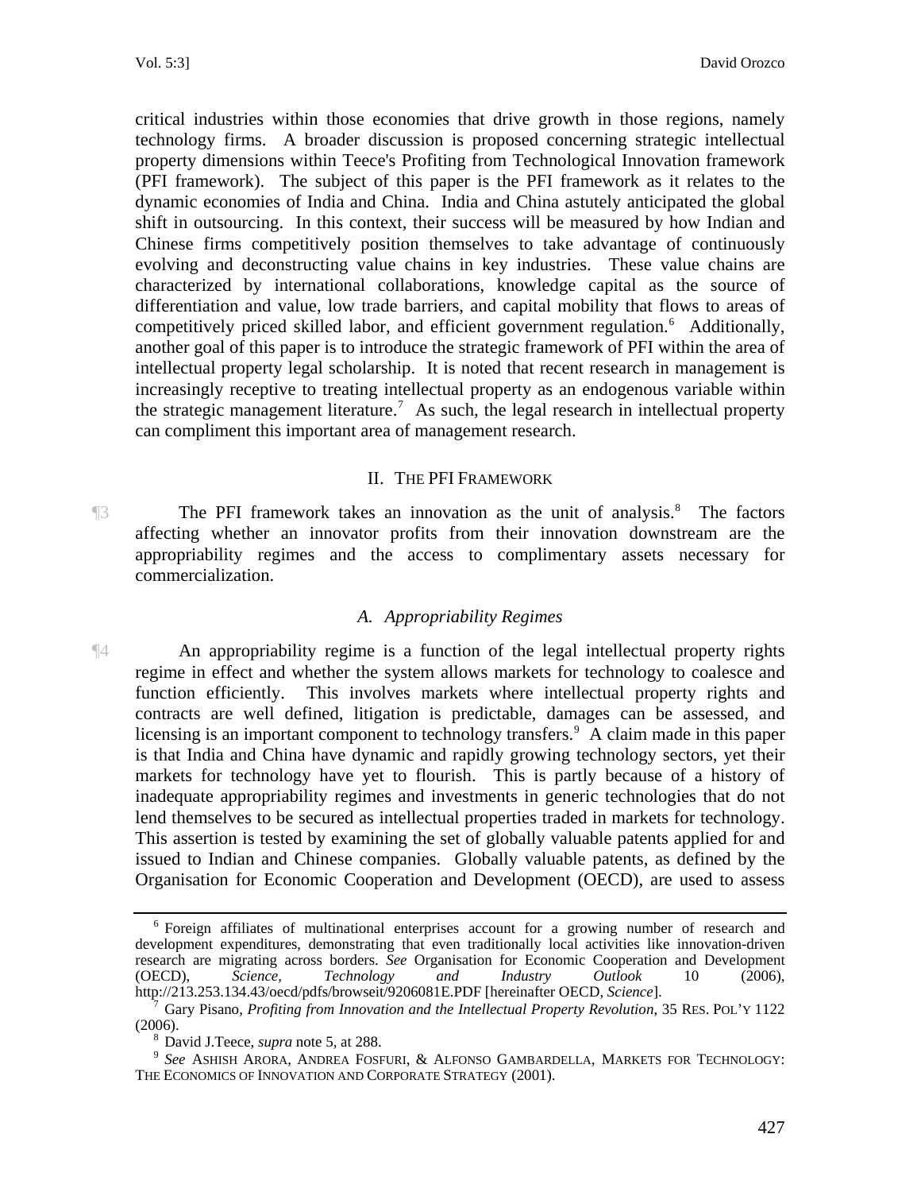critical industries within those economies that drive growth in those regions, namely technology firms. A broader discussion is proposed concerning strategic intellectual property dimensions within Teece's Profiting from Technological Innovation framework (PFI framework). The subject of this paper is the PFI framework as it relates to the dynamic economies of India and China. India and China astutely anticipated the global shift in outsourcing. In this context, their success will be measured by how Indian and Chinese firms competitively position themselves to take advantage of continuously evolving and deconstructing value chains in key industries. These value chains are characterized by international collaborations, knowledge capital as the source of differentiation and value, low trade barriers, and capital mobility that flows to areas of competitively priced skilled labor, and efficient government regulation.[6] Additionally, another goal of this paper is to introduce the strategic framework of PFI within the area of intellectual property legal scholarship. It is noted that recent research in management is increasingly receptive to treating intellectual property as an endogenous variable within the strategic management literature.[7] As such, the legal research in intellectual property can compliment this important area of management research.

## II. The PFI Framework

¶3 The PFI framework takes an innovation as the unit of analysis.[8] The factors affecting whether an innovator profits from their innovation downstream are the appropriability regimes and the access to complimentary assets necessary for commercialization.

### *A. Appropriability Regimes*

¶4 An appropriability regime is a function of the legal intellectual property rights regime in effect and whether the system allows markets for technology to coalesce and function efficiently. This involves markets where intellectual property rights and contracts are well defined, litigation is predictable, damages can be assessed, and licensing is an important component to technology transfers.[9] A claim made in this paper is that India and China have dynamic and rapidly growing technology sectors, yet their markets for technology have yet to flourish. This is partly because of a history of inadequate appropriability regimes and investments in generic technologies that do not lend themselves to be secured as intellectual properties traded in markets for technology. This assertion is tested by examining the set of globally valuable patents applied for and issued to Indian and Chinese companies. Globally valuable patents, as defined by the Organisation for Economic Cooperation and Development (OECD), are used to assess

---

[6] Foreign affiliates of multinational enterprises account for a growing number of research and development expenditures, demonstrating that even traditionally local activities like innovation-driven research are migrating across borders. *See* Organisation for Economic Cooperation and Development (OECD), *Science, Technology and Industry Outlook* 10 (2006), http://213.253.134.43/oecd/pdfs/browseit/9206081E.PDF [hereinafter OECD, *Science*].

[7] Gary Pisano, *Profiting from Innovation and the Intellectual Property Revolution*, 35 Res. Pol'y 1122 (2006).

[8] David J.Teece, *supra* note 5, at 288.

[9] *See* Ashish Arora, Andrea Fosfuri, & Alfonso Gambardella, Markets for Technology: The Economics of Innovation and Corporate Strategy (2001).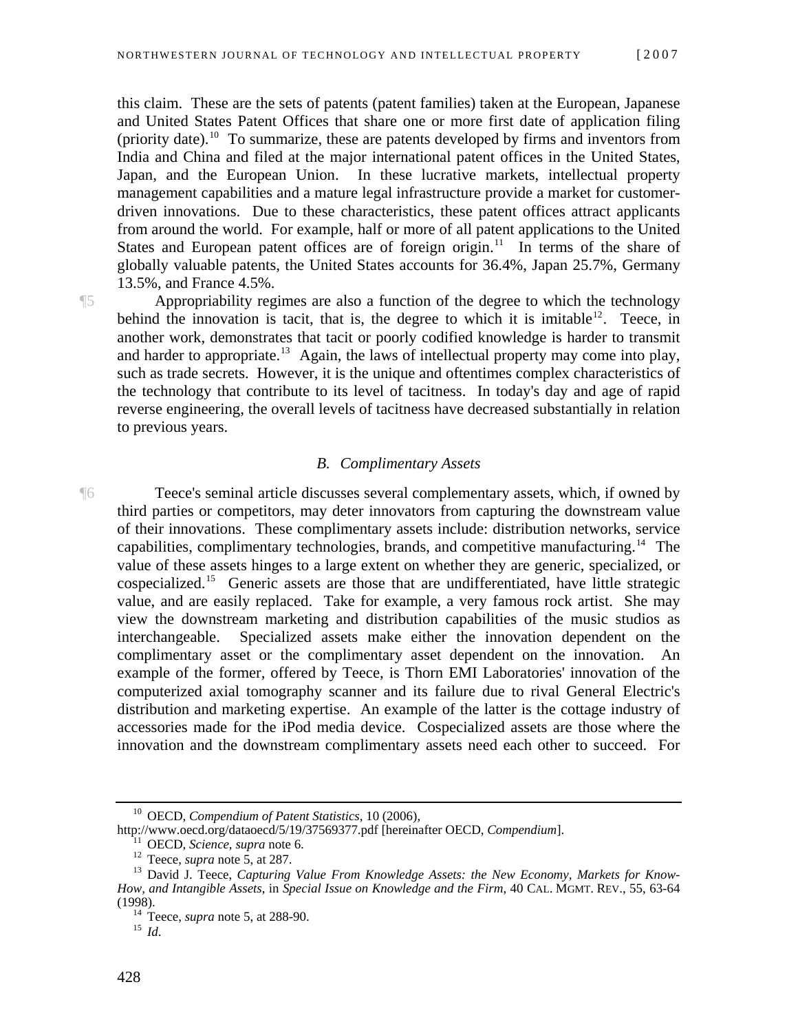this claim. These are the sets of patents (patent families) taken at the European, Japanese and United States Patent Offices that share one or more first date of application filing (priority date).[10] To summarize, these are patents developed by firms and inventors from India and China and filed at the major international patent offices in the United States, Japan, and the European Union. In these lucrative markets, intellectual property management capabilities and a mature legal infrastructure provide a market for customer-driven innovations. Due to these characteristics, these patent offices attract applicants from around the world. For example, half or more of all patent applications to the United States and European patent offices are of foreign origin.[11] In terms of the share of globally valuable patents, the United States accounts for 36.4%, Japan 25.7%, Germany 13.5%, and France 4.5%.

¶5 Appropriability regimes are also a function of the degree to which the technology behind the innovation is tacit, that is, the degree to which it is imitable[12]. Teece, in another work, demonstrates that tacit or poorly codified knowledge is harder to transmit and harder to appropriate.[13] Again, the laws of intellectual property may come into play, such as trade secrets. However, it is the unique and oftentimes complex characteristics of the technology that contribute to its level of tacitness. In today's day and age of rapid reverse engineering, the overall levels of tacitness have decreased substantially in relation to previous years.

### *B. Complimentary Assets*

¶6 Teece's seminal article discusses several complementary assets, which, if owned by third parties or competitors, may deter innovators from capturing the downstream value of their innovations. These complimentary assets include: distribution networks, service capabilities, complimentary technologies, brands, and competitive manufacturing.[14] The value of these assets hinges to a large extent on whether they are generic, specialized, or cospecialized.[15] Generic assets are those that are undifferentiated, have little strategic value, and are easily replaced. Take for example, a very famous rock artist. She may view the downstream marketing and distribution capabilities of the music studios as interchangeable. Specialized assets make either the innovation dependent on the complimentary asset or the complimentary asset dependent on the innovation. An example of the former, offered by Teece, is Thorn EMI Laboratories' innovation of the computerized axial tomography scanner and its failure due to rival General Electric's distribution and marketing expertise. An example of the latter is the cottage industry of accessories made for the iPod media device. Cospecialized assets are those where the innovation and the downstream complimentary assets need each other to succeed. For

---

[10] OECD, *Compendium of Patent Statistics*, 10 (2006), http://www.oecd.org/dataoecd/5/19/37569377.pdf [hereinafter OECD, *Compendium*].

[11] OECD, *Science*, *supra* note 6.

[12] Teece, *supra* note 5, at 287.

[13] David J. Teece, *Capturing Value From Knowledge Assets: the New Economy, Markets for Know-How, and Intangible Assets*, in *Special Issue on Knowledge and the Firm*, 40 CAL. MGMT. REV., 55, 63-64 (1998).

[14] Teece, *supra* note 5, at 288-90.

[15] *Id*.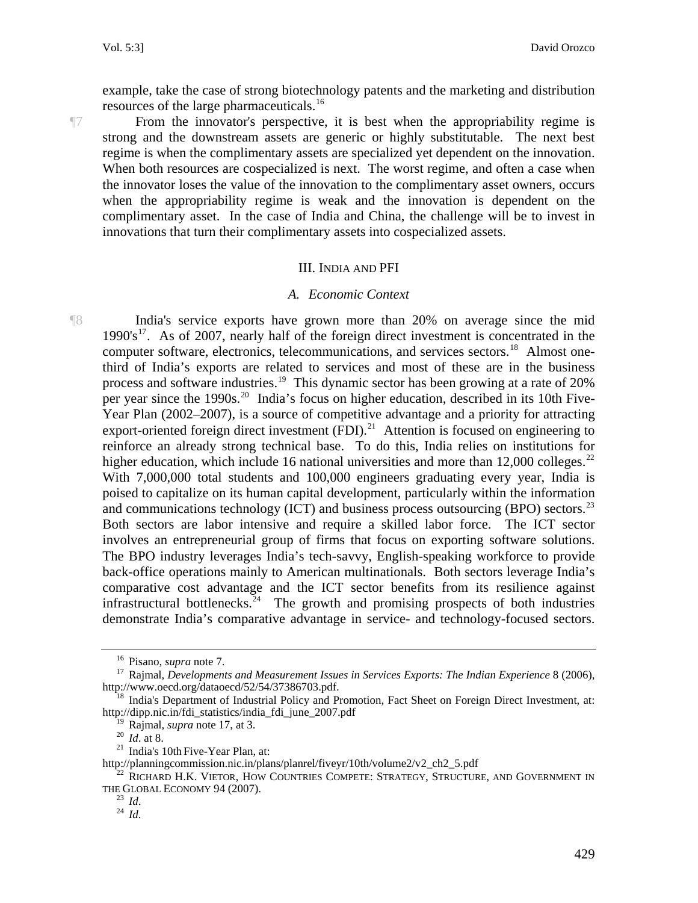example, take the case of strong biotechnology patents and the marketing and distribution resources of the large pharmaceuticals.[16]

¶7 From the innovator's perspective, it is best when the appropriability regime is strong and the downstream assets are generic or highly substitutable. The next best regime is when the complimentary assets are specialized yet dependent on the innovation. When both resources are cospecialized is next. The worst regime, and often a case when the innovator loses the value of the innovation to the complimentary asset owners, occurs when the appropriability regime is weak and the innovation is dependent on the complimentary asset. In the case of India and China, the challenge will be to invest in innovations that turn their complimentary assets into cospecialized assets.

## III. India and PFI

### *A. Economic Context*

¶8 India's service exports have grown more than 20% on average since the mid 1990's[17]. As of 2007, nearly half of the foreign direct investment is concentrated in the computer software, electronics, telecommunications, and services sectors.[18] Almost one-third of India's exports are related to services and most of these are in the business process and software industries.[19] This dynamic sector has been growing at a rate of 20% per year since the 1990s.[20] India's focus on higher education, described in its 10th Five-Year Plan (2002–2007), is a source of competitive advantage and a priority for attracting export-oriented foreign direct investment (FDI).[21] Attention is focused on engineering to reinforce an already strong technical base. To do this, India relies on institutions for higher education, which include 16 national universities and more than 12,000 colleges.[22] With 7,000,000 total students and 100,000 engineers graduating every year, India is poised to capitalize on its human capital development, particularly within the information and communications technology (ICT) and business process outsourcing (BPO) sectors.[23] Both sectors are labor intensive and require a skilled labor force. The ICT sector involves an entrepreneurial group of firms that focus on exporting software solutions. The BPO industry leverages India's tech-savvy, English-speaking workforce to provide back-office operations mainly to American multinationals. Both sectors leverage India's comparative cost advantage and the ICT sector benefits from its resilience against infrastructural bottlenecks.[24] The growth and promising prospects of both industries demonstrate India's comparative advantage in service- and technology-focused sectors.

---

[16] Pisano, *supra* note 7.

[17] Rajmal, *Developments and Measurement Issues in Services Exports: The Indian Experience* 8 (2006), http://www.oecd.org/dataoecd/52/54/37386703.pdf.

[18] India's Department of Industrial Policy and Promotion, Fact Sheet on Foreign Direct Investment, at: http://dipp.nic.in/fdi_statistics/india_fdi_june_2007.pdf

[19] Rajmal, *supra* note 17, at 3.

[20] *Id*. at 8.

[21] India's 10th Five-Year Plan, at: http://planningcommission.nic.in/plans/planrel/fiveyr/10th/volume2/v2_ch2_5.pdf

[22] Richard H.K. Vietor, How Countries Compete: Strategy, Structure, and Government in the Global Economy 94 (2007).

[23] *Id*.

[24] *Id*.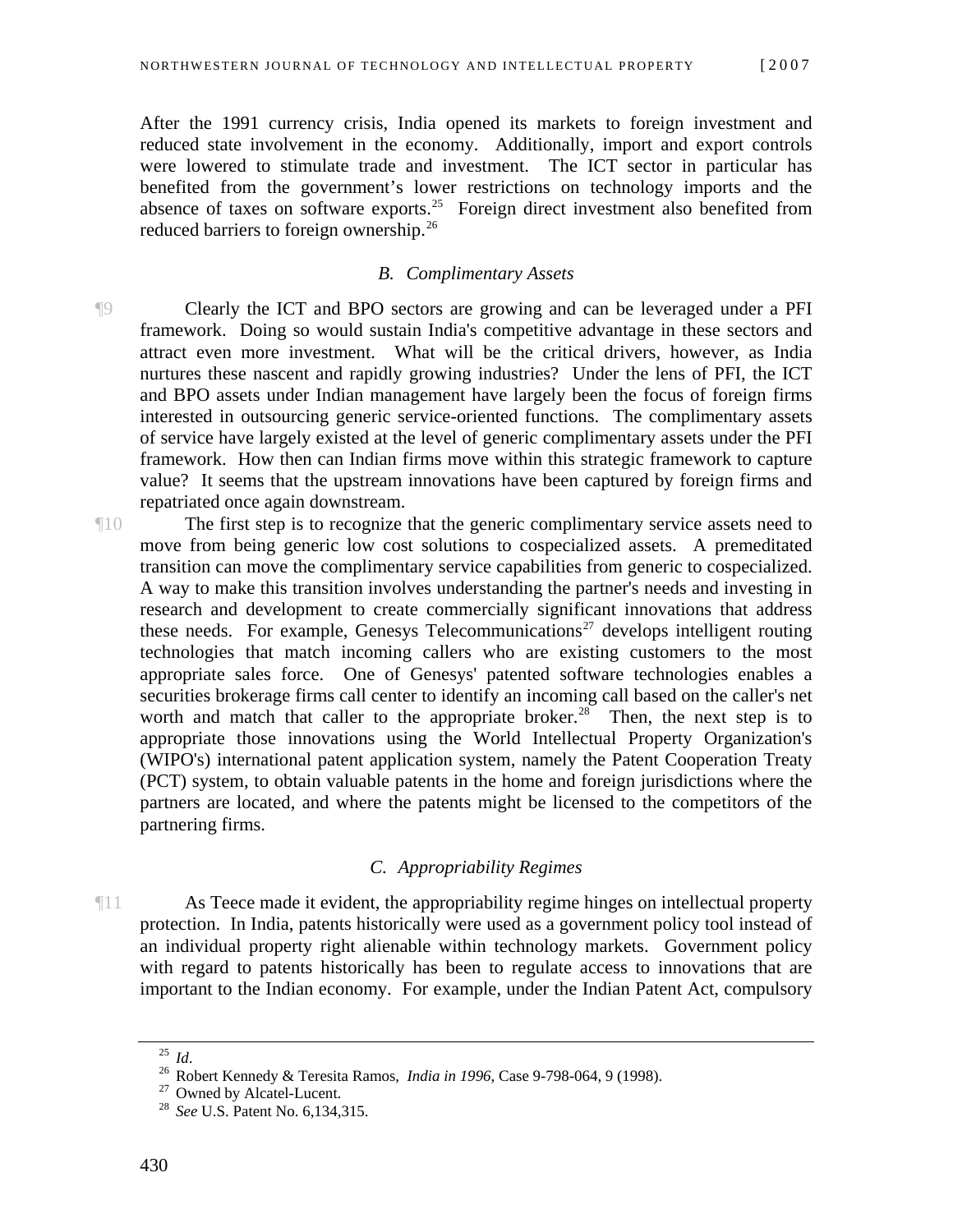After the 1991 currency crisis, India opened its markets to foreign investment and reduced state involvement in the economy. Additionally, import and export controls were lowered to stimulate trade and investment. The ICT sector in particular has benefited from the government's lower restrictions on technology imports and the absence of taxes on software exports.[25] Foreign direct investment also benefited from reduced barriers to foreign ownership.[26]

### *B. Complimentary Assets*

¶9 Clearly the ICT and BPO sectors are growing and can be leveraged under a PFI framework. Doing so would sustain India's competitive advantage in these sectors and attract even more investment. What will be the critical drivers, however, as India nurtures these nascent and rapidly growing industries? Under the lens of PFI, the ICT and BPO assets under Indian management have largely been the focus of foreign firms interested in outsourcing generic service-oriented functions. The complimentary assets of service have largely existed at the level of generic complimentary assets under the PFI framework. How then can Indian firms move within this strategic framework to capture value? It seems that the upstream innovations have been captured by foreign firms and repatriated once again downstream.

¶10 The first step is to recognize that the generic complimentary service assets need to move from being generic low cost solutions to cospecialized assets. A premeditated transition can move the complimentary service capabilities from generic to cospecialized. A way to make this transition involves understanding the partner's needs and investing in research and development to create commercially significant innovations that address these needs. For example, Genesys Telecommunications[27] develops intelligent routing technologies that match incoming callers who are existing customers to the most appropriate sales force. One of Genesys' patented software technologies enables a securities brokerage firms call center to identify an incoming call based on the caller's net worth and match that caller to the appropriate broker.[28] Then, the next step is to appropriate those innovations using the World Intellectual Property Organization's (WIPO's) international patent application system, namely the Patent Cooperation Treaty (PCT) system, to obtain valuable patents in the home and foreign jurisdictions where the partners are located, and where the patents might be licensed to the competitors of the partnering firms.

### *C. Appropriability Regimes*

¶11 As Teece made it evident, the appropriability regime hinges on intellectual property protection. In India, patents historically were used as a government policy tool instead of an individual property right alienable within technology markets. Government policy with regard to patents historically has been to regulate access to innovations that are important to the Indian economy. For example, under the Indian Patent Act, compulsory

---

[25] *Id*.

[26] Robert Kennedy & Teresita Ramos, *India in 1996*, Case 9-798-064, 9 (1998).

[27] Owned by Alcatel-Lucent.

[28] *See* U.S. Patent No. 6,134,315.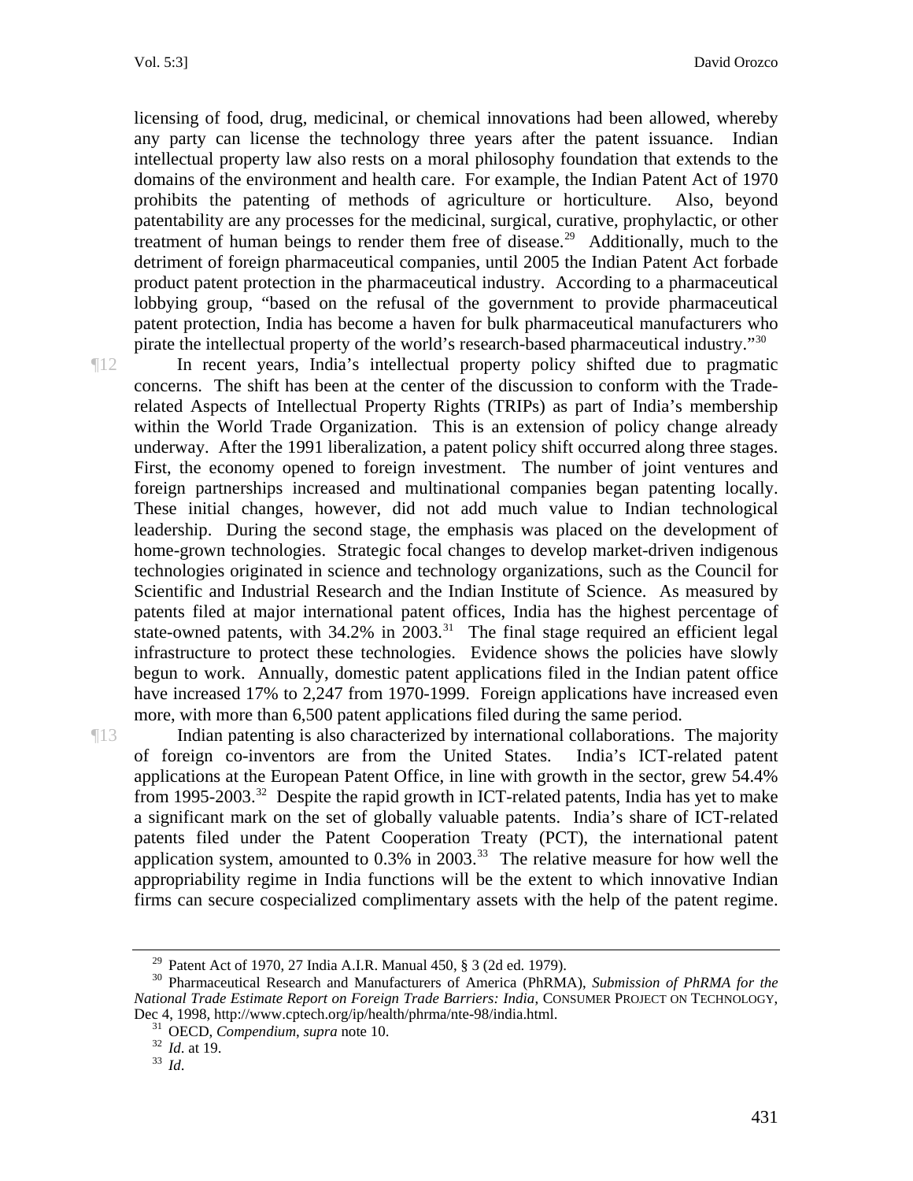licensing of food, drug, medicinal, or chemical innovations had been allowed, whereby any party can license the technology three years after the patent issuance. Indian intellectual property law also rests on a moral philosophy foundation that extends to the domains of the environment and health care. For example, the Indian Patent Act of 1970 prohibits the patenting of methods of agriculture or horticulture. Also, beyond patentability are any processes for the medicinal, surgical, curative, prophylactic, or other treatment of human beings to render them free of disease.[29] Additionally, much to the detriment of foreign pharmaceutical companies, until 2005 the Indian Patent Act forbade product patent protection in the pharmaceutical industry. According to a pharmaceutical lobbying group, "based on the refusal of the government to provide pharmaceutical patent protection, India has become a haven for bulk pharmaceutical manufacturers who pirate the intellectual property of the world's research-based pharmaceutical industry."[30]

¶12 In recent years, India's intellectual property policy shifted due to pragmatic concerns. The shift has been at the center of the discussion to conform with the Trade-related Aspects of Intellectual Property Rights (TRIPs) as part of India's membership within the World Trade Organization. This is an extension of policy change already underway. After the 1991 liberalization, a patent policy shift occurred along three stages. First, the economy opened to foreign investment. The number of joint ventures and foreign partnerships increased and multinational companies began patenting locally. These initial changes, however, did not add much value to Indian technological leadership. During the second stage, the emphasis was placed on the development of home-grown technologies. Strategic focal changes to develop market-driven indigenous technologies originated in science and technology organizations, such as the Council for Scientific and Industrial Research and the Indian Institute of Science. As measured by patents filed at major international patent offices, India has the highest percentage of state-owned patents, with 34.2% in 2003.[31] The final stage required an efficient legal infrastructure to protect these technologies. Evidence shows the policies have slowly begun to work. Annually, domestic patent applications filed in the Indian patent office have increased 17% to 2,247 from 1970-1999. Foreign applications have increased even more, with more than 6,500 patent applications filed during the same period.

¶13 Indian patenting is also characterized by international collaborations. The majority of foreign co-inventors are from the United States. India's ICT-related patent applications at the European Patent Office, in line with growth in the sector, grew 54.4% from 1995-2003.[32] Despite the rapid growth in ICT-related patents, India has yet to make a significant mark on the set of globally valuable patents. India's share of ICT-related patents filed under the Patent Cooperation Treaty (PCT), the international patent application system, amounted to 0.3% in 2003.[33] The relative measure for how well the appropriability regime in India functions will be the extent to which innovative Indian firms can secure cospecialized complimentary assets with the help of the patent regime.

---

[29] Patent Act of 1970, 27 India A.I.R. Manual 450, § 3 (2d ed. 1979).

[30] Pharmaceutical Research and Manufacturers of America (PhRMA), *Submission of PhRMA for the National Trade Estimate Report on Foreign Trade Barriers: India*, CONSUMER PROJECT ON TECHNOLOGY, Dec 4, 1998, http://www.cptech.org/ip/health/phrma/nte-98/india.html.

[31] OECD, *Compendium*, *supra* note 10.

[32] *Id*. at 19.

[33] *Id*.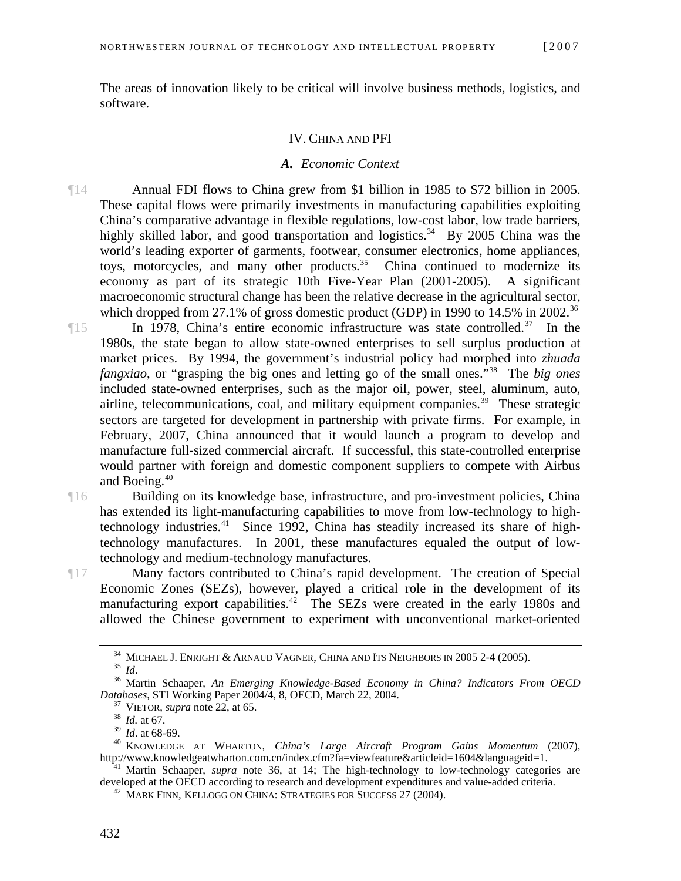The areas of innovation likely to be critical will involve business methods, logistics, and software.

## IV. China and PFI

### *A. Economic Context*

¶14 Annual FDI flows to China grew from $1 billion in 1985 to $72 billion in 2005. These capital flows were primarily investments in manufacturing capabilities exploiting China's comparative advantage in flexible regulations, low-cost labor, low trade barriers, highly skilled labor, and good transportation and logistics.[34] By 2005 China was the world's leading exporter of garments, footwear, consumer electronics, home appliances, toys, motorcycles, and many other products.[35] China continued to modernize its economy as part of its strategic 10th Five-Year Plan (2001-2005). A significant macroeconomic structural change has been the relative decrease in the agricultural sector, which dropped from 27.1% of gross domestic product (GDP) in 1990 to 14.5% in 2002.[36]

¶15 In 1978, China's entire economic infrastructure was state controlled.[37] In the 1980s, the state began to allow state-owned enterprises to sell surplus production at market prices. By 1994, the government's industrial policy had morphed into *zhuada fangxiao*, or "grasping the big ones and letting go of the small ones."[38] The *big ones* included state-owned enterprises, such as the major oil, power, steel, aluminum, auto, airline, telecommunications, coal, and military equipment companies.[39] These strategic sectors are targeted for development in partnership with private firms. For example, in February, 2007, China announced that it would launch a program to develop and manufacture full-sized commercial aircraft. If successful, this state-controlled enterprise would partner with foreign and domestic component suppliers to compete with Airbus and Boeing.[40]

¶16 Building on its knowledge base, infrastructure, and pro-investment policies, China has extended its light-manufacturing capabilities to move from low-technology to high-technology industries.[41] Since 1992, China has steadily increased its share of high-technology manufactures. In 2001, these manufactures equaled the output of low-technology and medium-technology manufactures.

¶17 Many factors contributed to China's rapid development. The creation of Special Economic Zones (SEZs), however, played a critical role in the development of its manufacturing export capabilities.[42] The SEZs were created in the early 1980s and allowed the Chinese government to experiment with unconventional market-oriented

---

[34] MICHAEL J. ENRIGHT & ARNAUD VAGNER, CHINA AND ITS NEIGHBORS IN 2005 2-4 (2005).

[35] *Id*.

[36] Martin Schaaper, *An Emerging Knowledge-Based Economy in China? Indicators From OECD Databases*, STI Working Paper 2004/4, 8, OECD, March 22, 2004.

[37] VIETOR, *supra* note 22, at 65.

[38] *Id.* at 67.

[39] *Id*. at 68-69.

[40] KNOWLEDGE AT WHARTON, *China's Large Aircraft Program Gains Momentum* (2007), http://www.knowledgeatwharton.com.cn/index.cfm?fa=viewfeature&articleid=1604&languageid=1.

[41] Martin Schaaper, *supra* note 36, at 14; The high-technology to low-technology categories are developed at the OECD according to research and development expenditures and value-added criteria.

[42] MARK FINN, KELLOGG ON CHINA: STRATEGIES FOR SUCCESS 27 (2004).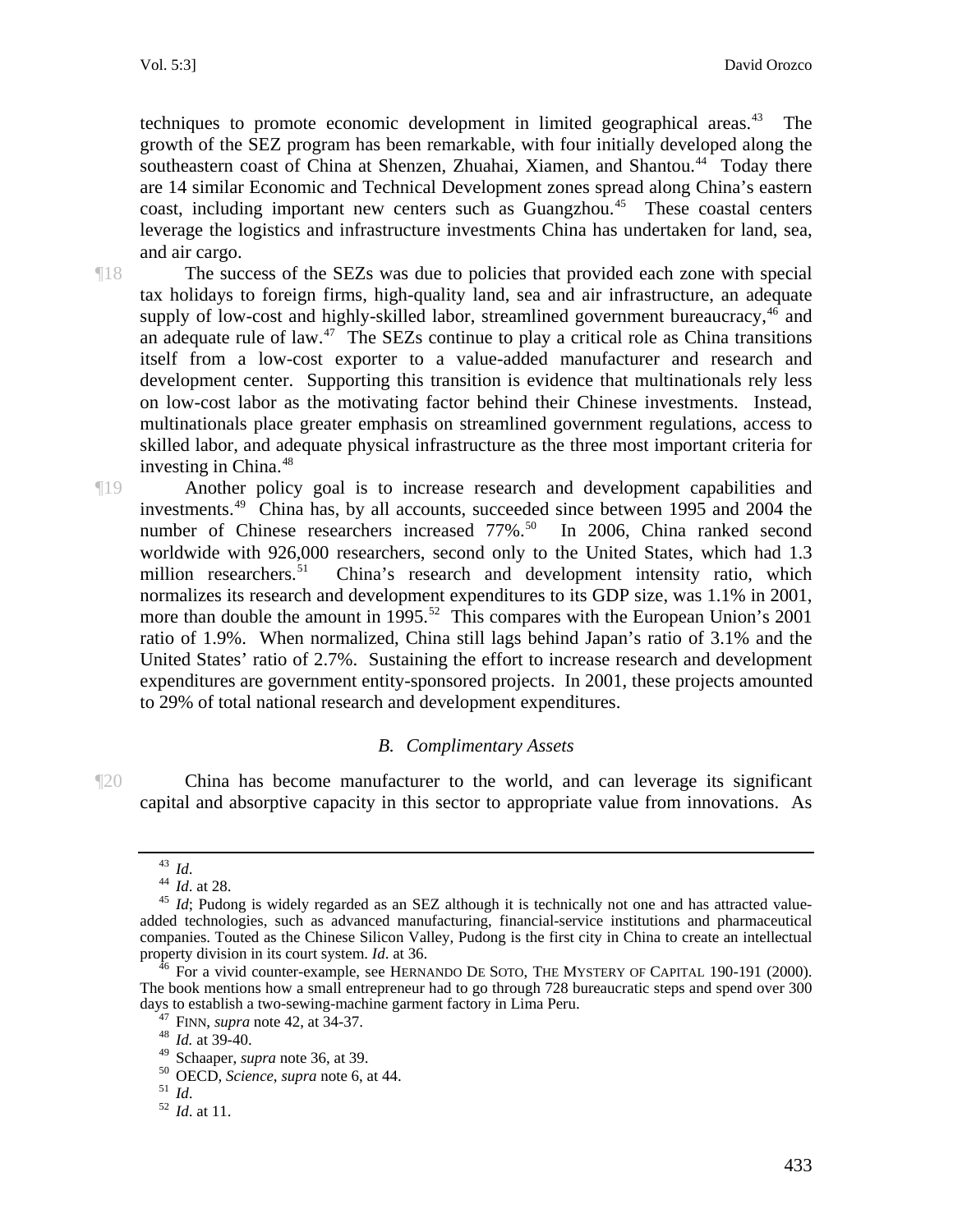techniques to promote economic development in limited geographical areas.[43] The growth of the SEZ program has been remarkable, with four initially developed along the southeastern coast of China at Shenzen, Zhuahai, Xiamen, and Shantou.[44] Today there are 14 similar Economic and Technical Development zones spread along China's eastern coast, including important new centers such as Guangzhou.[45] These coastal centers leverage the logistics and infrastructure investments China has undertaken for land, sea, and air cargo.

¶18 The success of the SEZs was due to policies that provided each zone with special tax holidays to foreign firms, high-quality land, sea and air infrastructure, an adequate supply of low-cost and highly-skilled labor, streamlined government bureaucracy,[46] and an adequate rule of law.[47] The SEZs continue to play a critical role as China transitions itself from a low-cost exporter to a value-added manufacturer and research and development center. Supporting this transition is evidence that multinationals rely less on low-cost labor as the motivating factor behind their Chinese investments. Instead, multinationals place greater emphasis on streamlined government regulations, access to skilled labor, and adequate physical infrastructure as the three most important criteria for investing in China.[48]

¶19 Another policy goal is to increase research and development capabilities and investments.[49] China has, by all accounts, succeeded since between 1995 and 2004 the number of Chinese researchers increased 77%.[50] In 2006, China ranked second worldwide with 926,000 researchers, second only to the United States, which had 1.3 million researchers.[51] China's research and development intensity ratio, which normalizes its research and development expenditures to its GDP size, was 1.1% in 2001, more than double the amount in 1995.[52] This compares with the European Union's 2001 ratio of 1.9%. When normalized, China still lags behind Japan's ratio of 3.1% and the United States' ratio of 2.7%. Sustaining the effort to increase research and development expenditures are government entity-sponsored projects. In 2001, these projects amounted to 29% of total national research and development expenditures.

### *B. Complimentary Assets*

¶20 China has become manufacturer to the world, and can leverage its significant capital and absorptive capacity in this sector to appropriate value from innovations. As

---

[43] *Id*.

[44] *Id*. at 28.

[45] *Id*; Pudong is widely regarded as an SEZ although it is technically not one and has attracted value-added technologies, such as advanced manufacturing, financial-service institutions and pharmaceutical companies. Touted as the Chinese Silicon Valley, Pudong is the first city in China to create an intellectual property division in its court system. *Id*. at 36.

[46] For a vivid counter-example, see HERNANDO DE SOTO, THE MYSTERY OF CAPITAL 190-191 (2000). The book mentions how a small entrepreneur had to go through 728 bureaucratic steps and spend over 300 days to establish a two-sewing-machine garment factory in Lima Peru.

[47] FINN, *supra* note 42, at 34-37.

[48] *Id.* at 39-40.

[49] Schaaper, *supra* note 36, at 39.

[50] OECD, *Science*, *supra* note 6, at 44.

[51] *Id*.

[52] *Id*. at 11.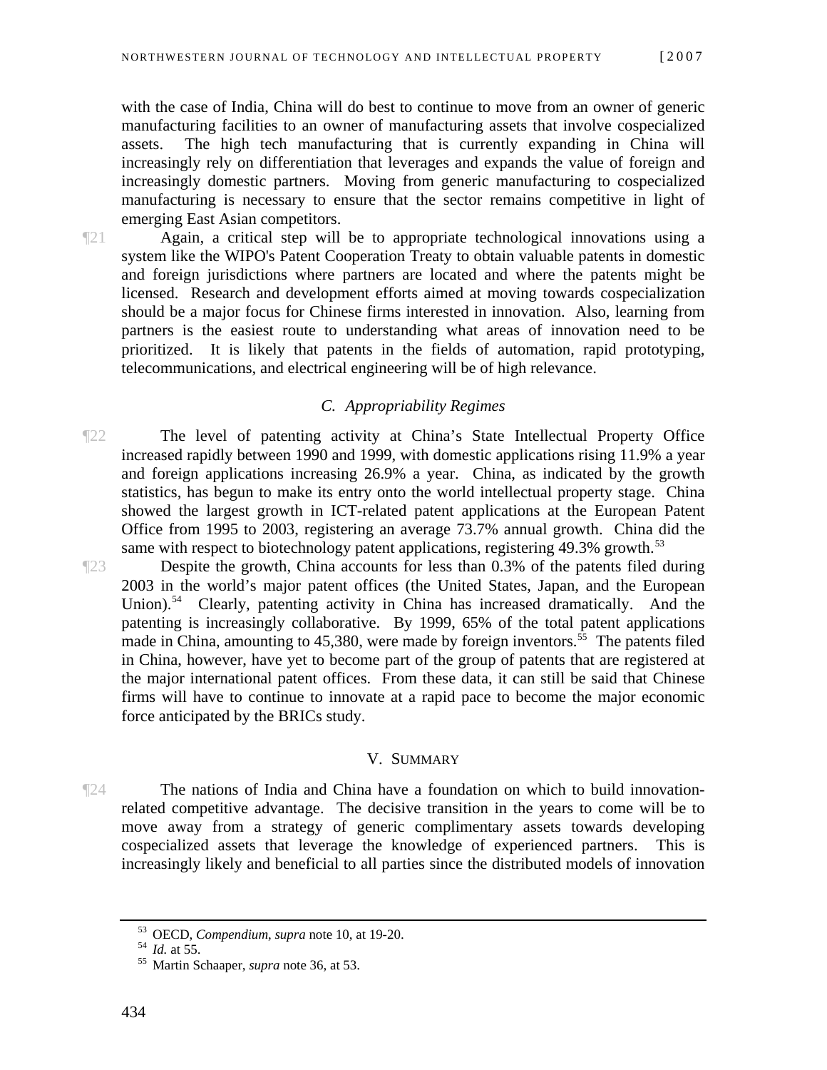with the case of India, China will do best to continue to move from an owner of generic manufacturing facilities to an owner of manufacturing assets that involve cospecialized assets. The high tech manufacturing that is currently expanding in China will increasingly rely on differentiation that leverages and expands the value of foreign and increasingly domestic partners. Moving from generic manufacturing to cospecialized manufacturing is necessary to ensure that the sector remains competitive in light of emerging East Asian competitors.

¶21 Again, a critical step will be to appropriate technological innovations using a system like the WIPO's Patent Cooperation Treaty to obtain valuable patents in domestic and foreign jurisdictions where partners are located and where the patents might be licensed. Research and development efforts aimed at moving towards cospecialization should be a major focus for Chinese firms interested in innovation. Also, learning from partners is the easiest route to understanding what areas of innovation need to be prioritized. It is likely that patents in the fields of automation, rapid prototyping, telecommunications, and electrical engineering will be of high relevance.

### *C. Appropriability Regimes*

¶22 The level of patenting activity at China's State Intellectual Property Office increased rapidly between 1990 and 1999, with domestic applications rising 11.9% a year and foreign applications increasing 26.9% a year. China, as indicated by the growth statistics, has begun to make its entry onto the world intellectual property stage. China showed the largest growth in ICT-related patent applications at the European Patent Office from 1995 to 2003, registering an average 73.7% annual growth. China did the same with respect to biotechnology patent applications, registering 49.3% growth.[53]

¶23 Despite the growth, China accounts for less than 0.3% of the patents filed during 2003 in the world's major patent offices (the United States, Japan, and the European Union).[54] Clearly, patenting activity in China has increased dramatically. And the patenting is increasingly collaborative. By 1999, 65% of the total patent applications made in China, amounting to 45,380, were made by foreign inventors.[55] The patents filed in China, however, have yet to become part of the group of patents that are registered at the major international patent offices. From these data, it can still be said that Chinese firms will have to continue to innovate at a rapid pace to become the major economic force anticipated by the BRICs study.

## V. Summary

¶24 The nations of India and China have a foundation on which to build innovation-related competitive advantage. The decisive transition in the years to come will be to move away from a strategy of generic complimentary assets towards developing cospecialized assets that leverage the knowledge of experienced partners. This is increasingly likely and beneficial to all parties since the distributed models of innovation

---

[53] OECD, *Compendium*, *supra* note 10, at 19-20.

[54] *Id.* at 55.

[55] Martin Schaaper, *supra* note 36, at 53.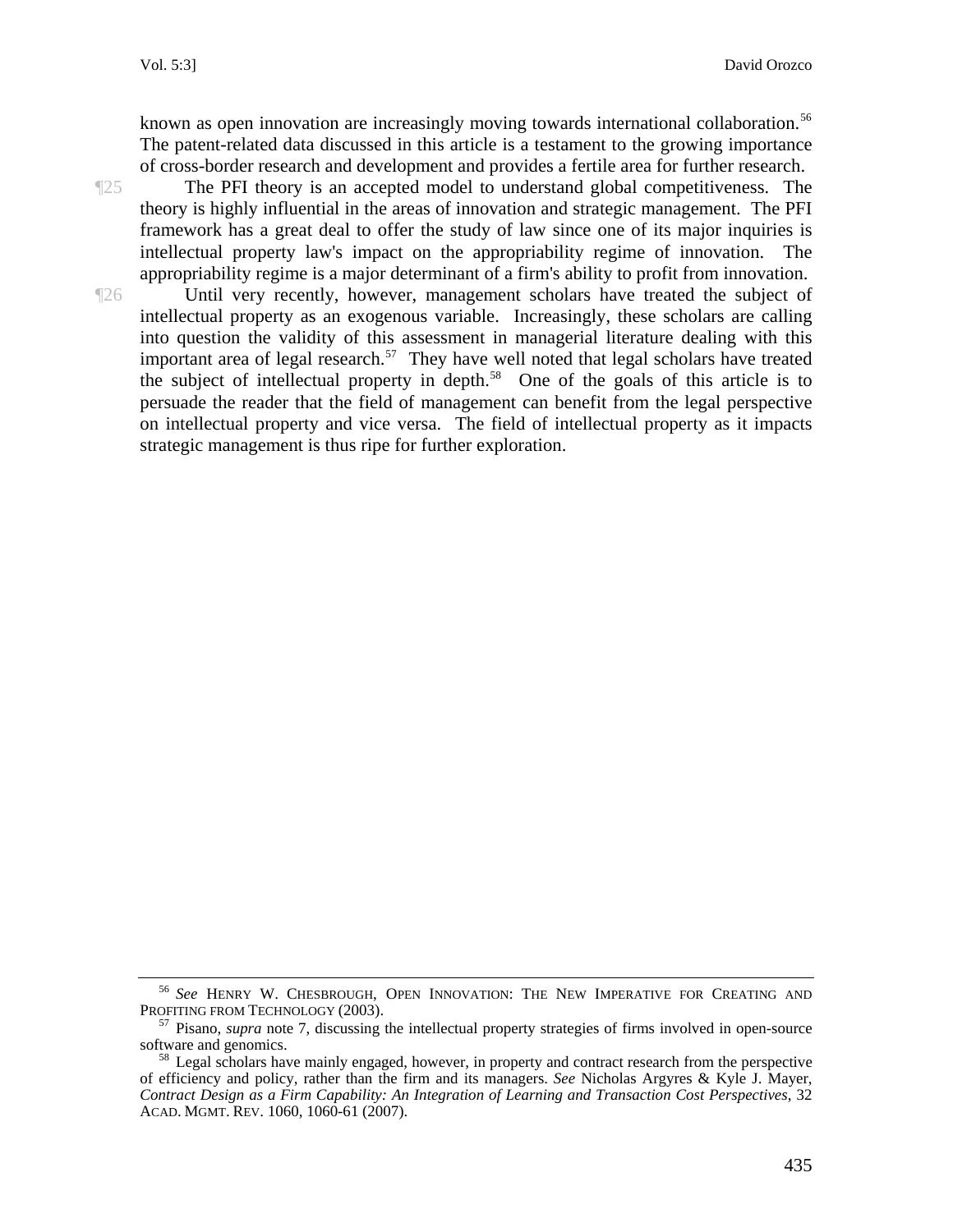known as open innovation are increasingly moving towards international collaboration.[56] The patent-related data discussed in this article is a testament to the growing importance of cross-border research and development and provides a fertile area for further research.

¶25 The PFI theory is an accepted model to understand global competitiveness. The theory is highly influential in the areas of innovation and strategic management. The PFI framework has a great deal to offer the study of law since one of its major inquiries is intellectual property law's impact on the appropriability regime of innovation. The appropriability regime is a major determinant of a firm's ability to profit from innovation.

¶26 Until very recently, however, management scholars have treated the subject of intellectual property as an exogenous variable. Increasingly, these scholars are calling into question the validity of this assessment in managerial literature dealing with this important area of legal research.[57] They have well noted that legal scholars have treated the subject of intellectual property in depth.[58] One of the goals of this article is to persuade the reader that the field of management can benefit from the legal perspective on intellectual property and vice versa. The field of intellectual property as it impacts strategic management is thus ripe for further exploration.

---

[56] *See* HENRY W. CHESBROUGH, OPEN INNOVATION: THE NEW IMPERATIVE FOR CREATING AND PROFITING FROM TECHNOLOGY (2003).

[57] Pisano, *supra* note 7, discussing the intellectual property strategies of firms involved in open-source software and genomics.

[58] Legal scholars have mainly engaged, however, in property and contract research from the perspective of efficiency and policy, rather than the firm and its managers. *See* Nicholas Argyres & Kyle J. Mayer, *Contract Design as a Firm Capability: An Integration of Learning and Transaction Cost Perspectives*, 32 ACAD. MGMT. REV. 1060, 1060-61 (2007).